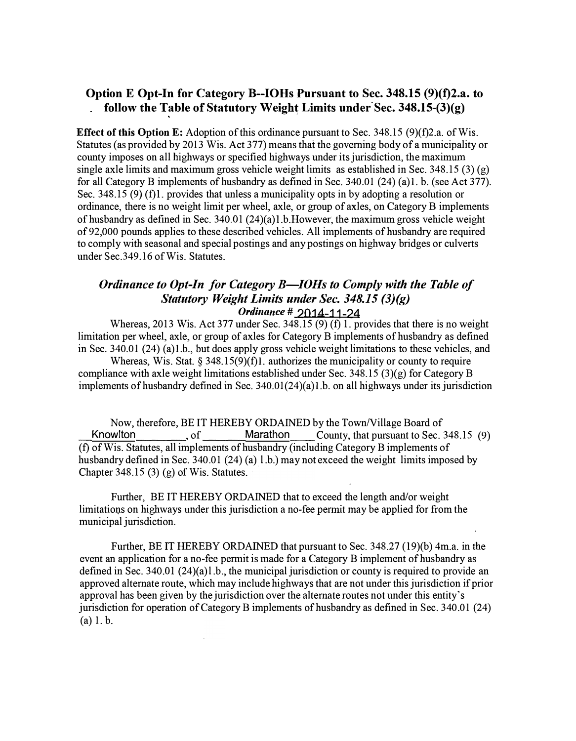## Option E Opt-In for Category B--IOHs Pursuant to Sec. 348.15 (9)(f)2.a. to follow the Table of Statutory Weight Limits under Sec. 348.15-(3)(g)

**Effect of this Option E:** Adoption of this ordinance pursuant to Sec. 348.15 (9)(f)2.a. of Wis. Statutes (as provided by 2013 Wis. Act 377) means that the governing body of a municipality or county imposes on all highways or specified highways under its jurisdiction, the maximum single axle limits and maximum gross vehicle weight limits as established in Sec. 348.15 (3) (g) for all Category B implements of husbandry as defined in Sec. 340.01 (24) (a)1. b. (see Act 377). Sec. 348.15 (9) (f)1. provides that unless a municipality opts in by adopting a resolution or ordinance, there is no weight limit per wheel, axle, or group of axles, on Category B implements of husbandry as defined in Sec. 340.01 (24)(a)1.b.However, the maximum gross vehicle weight of 92,000 pounds applies to these described vehicles. All implements of husbandry are required to comply with seasonal and special postings and any postings on highway bridges or culverts under Sec.349.16 of Wis. Statutes.

### *Ordinance to Opt-In for Category B—IOHs to Comply with the Table of Statutory Weight Limits under Sec. 348.15 (3)(g)*

***Ordinance # 2014-11-24***

Whereas, 2013 Wis. Act 377 under Sec. 348.15 (9) (f) 1. provides that there is no weight limitation per wheel, axle, or group of axles for Category B implements of husbandry as defined in Sec. 340.01 (24) (a)1.b., but does apply gross vehicle weight limitations to these vehicles, and

Whereas, Wis. Stat. § 348.15(9)(f)1. authorizes the municipality or county to require compliance with axle weight limitations established under Sec. 348.15 (3)(g) for Category B implements of husbandry defined in Sec. 340.01(24)(a)1.b. on all highways under its jurisdiction

Now, therefore, BE IT HEREBY ORDAINED by the Town/Village Board of Knowlton, of Marathon County, that pursuant to Sec. 348.15 (9) (f) of Wis. Statutes, all implements of husbandry (including Category B implements of husbandry defined in Sec. 340.01 (24) (a) 1.b.) may not exceed the weight limits imposed by Chapter 348.15 (3) (g) of Wis. Statutes.

Further, BE IT HEREBY ORDAINED that to exceed the length and/or weight limitations on highways under this jurisdiction a no-fee permit may be applied for from the municipal jurisdiction.

Further, BE IT HEREBY ORDAINED that pursuant to Sec. 348.27 (19)(b) 4m.a. in the event an application for a no-fee permit is made for a Category B implement of husbandry as defined in Sec. 340.01 (24)(a)1.b., the municipal jurisdiction or county is required to provide an approved alternate route, which may include highways that are not under this jurisdiction if prior approval has been given by the jurisdiction over the alternate routes not under this entity's jurisdiction for operation of Category B implements of husbandry as defined in Sec. 340.01 (24) (a) 1. b.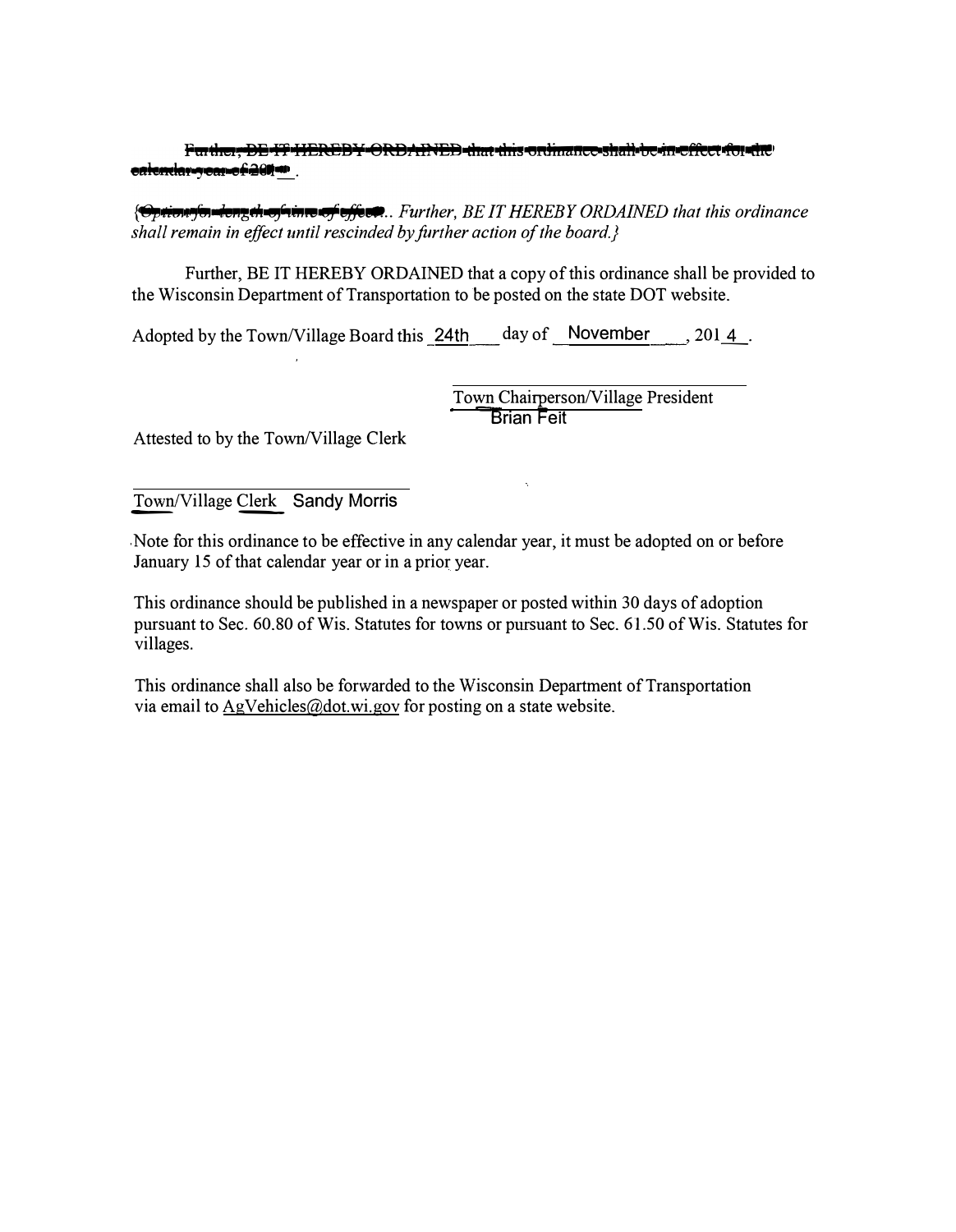~~Further, BE IT HEREBY ORDAINED that this ordinance shall be in effect for the calendar year of 201__~~.

{~~Option for length of time of effect~~... *Further, BE IT HEREBY ORDAINED that this ordinance shall remain in effect until rescinded by further action of the board.*}

Further, BE IT HEREBY ORDAINED that a copy of this ordinance shall be provided to the Wisconsin Department of Transportation to be posted on the state DOT website.

Adopted by the Town/Village Board this 24th day of November, 2014.

______________________________
Town Chairperson/Village President
Brian Feit

Attested to by the Town/Village Clerk

______________________________
Town/Village Clerk Sandy Morris

Note for this ordinance to be effective in any calendar year, it must be adopted on or before January 15 of that calendar year or in a prior year.

This ordinance should be published in a newspaper or posted within 30 days of adoption pursuant to Sec. 60.80 of Wis. Statutes for towns or pursuant to Sec. 61.50 of Wis. Statutes for villages.

This ordinance shall also be forwarded to the Wisconsin Department of Transportation via email to AgVehicles@dot.wi.gov for posting on a state website.